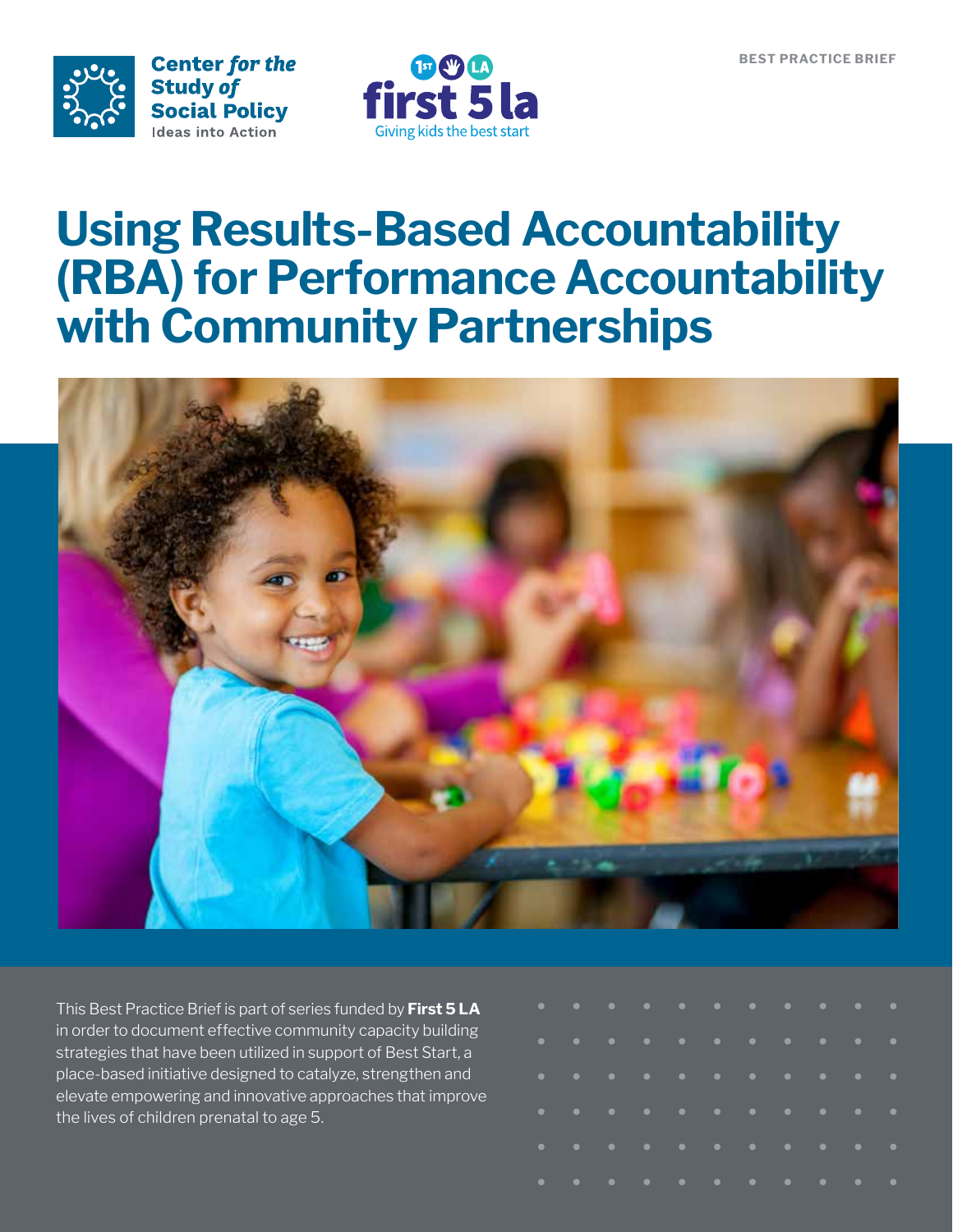Center *for the* Study *of* Social Policy
Ideas into Action

first 5 la
Giving kids the best start

BEST PRACTICE BRIEF

# Using Results-Based Accountability (RBA) for Performance Accountability with Community Partnerships

This Best Practice Brief is part of series funded by **First 5 LA** in order to document effective community capacity building strategies that have been utilized in support of Best Start, a place-based initiative designed to catalyze, strengthen and elevate empowering and innovative approaches that improve the lives of children prenatal to age 5.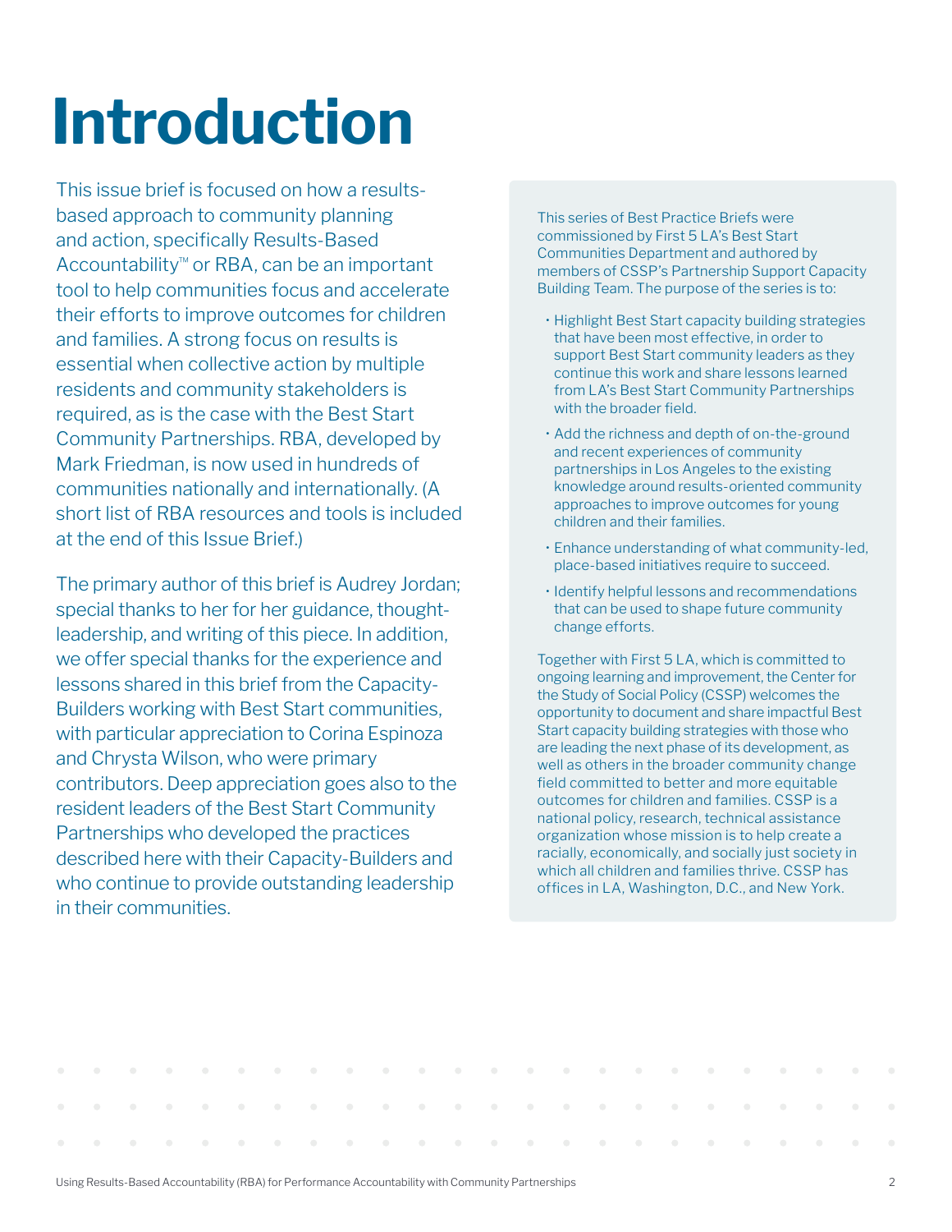# Introduction

This issue brief is focused on how a results-based approach to community planning and action, specifically Results-Based Accountability™ or RBA, can be an important tool to help communities focus and accelerate their efforts to improve outcomes for children and families. A strong focus on results is essential when collective action by multiple residents and community stakeholders is required, as is the case with the Best Start Community Partnerships. RBA, developed by Mark Friedman, is now used in hundreds of communities nationally and internationally. (A short list of RBA resources and tools is included at the end of this Issue Brief.)

The primary author of this brief is Audrey Jordan; special thanks to her for her guidance, thought-leadership, and writing of this piece. In addition, we offer special thanks for the experience and lessons shared in this brief from the Capacity-Builders working with Best Start communities, with particular appreciation to Corina Espinoza and Chrysta Wilson, who were primary contributors. Deep appreciation goes also to the resident leaders of the Best Start Community Partnerships who developed the practices described here with their Capacity-Builders and who continue to provide outstanding leadership in their communities.

This series of Best Practice Briefs were commissioned by First 5 LA's Best Start Communities Department and authored by members of CSSP's Partnership Support Capacity Building Team. The purpose of the series is to:

- Highlight Best Start capacity building strategies that have been most effective, in order to support Best Start community leaders as they continue this work and share lessons learned from LA's Best Start Community Partnerships with the broader field.
- Add the richness and depth of on-the-ground and recent experiences of community partnerships in Los Angeles to the existing knowledge around results-oriented community approaches to improve outcomes for young children and their families.
- Enhance understanding of what community-led, place-based initiatives require to succeed.
- Identify helpful lessons and recommendations that can be used to shape future community change efforts.

Together with First 5 LA, which is committed to ongoing learning and improvement, the Center for the Study of Social Policy (CSSP) welcomes the opportunity to document and share impactful Best Start capacity building strategies with those who are leading the next phase of its development, as well as others in the broader community change field committed to better and more equitable outcomes for children and families. CSSP is a national policy, research, technical assistance organization whose mission is to help create a racially, economically, and socially just society in which all children and families thrive. CSSP has offices in LA, Washington, D.C., and New York.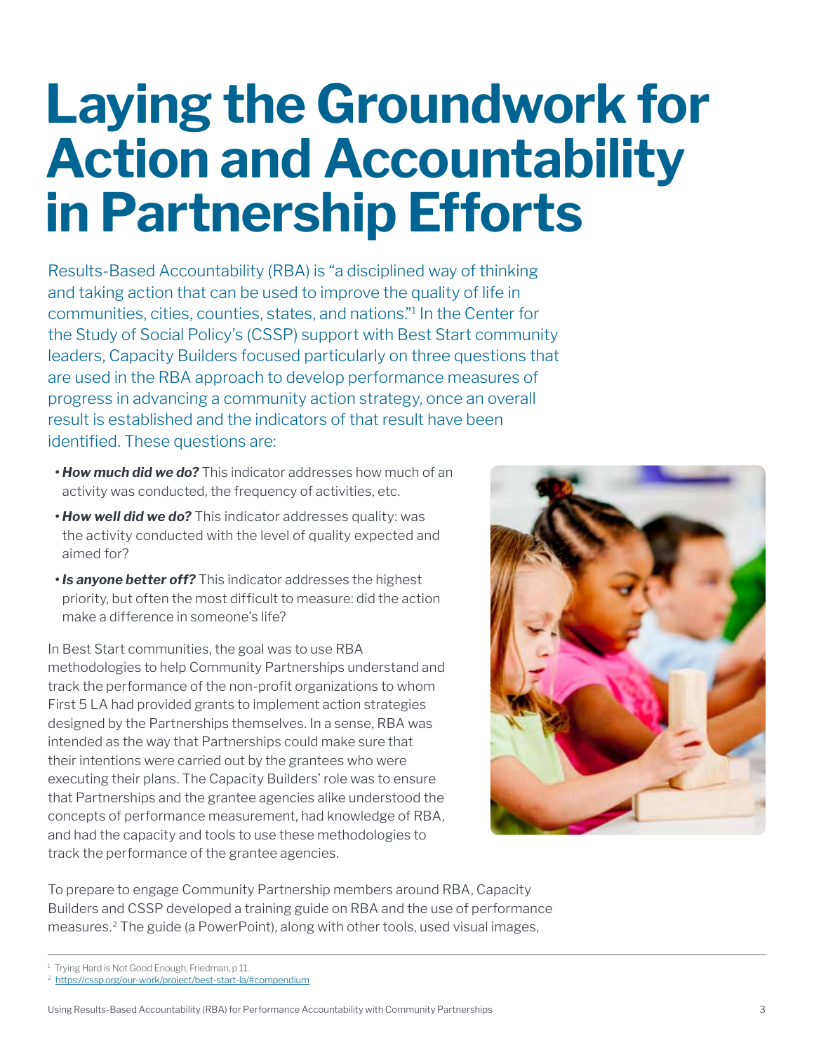# Laying the Groundwork for Action and Accountability in Partnership Efforts

Results-Based Accountability (RBA) is "a disciplined way of thinking and taking action that can be used to improve the quality of life in communities, cities, counties, states, and nations."[1] In the Center for the Study of Social Policy's (CSSP) support with Best Start community leaders, Capacity Builders focused particularly on three questions that are used in the RBA approach to develop performance measures of progress in advancing a community action strategy, once an overall result is established and the indicators of that result have been identified. These questions are:

- ***How much did we do?*** This indicator addresses how much of an activity was conducted, the frequency of activities, etc.
- ***How well did we do?*** This indicator addresses quality: was the activity conducted with the level of quality expected and aimed for?
- ***Is anyone better off?*** This indicator addresses the highest priority, but often the most difficult to measure: did the action make a difference in someone's life?

In Best Start communities, the goal was to use RBA methodologies to help Community Partnerships understand and track the performance of the non-profit organizations to whom First 5 LA had provided grants to implement action strategies designed by the Partnerships themselves. In a sense, RBA was intended as the way that Partnerships could make sure that their intentions were carried out by the grantees who were executing their plans. The Capacity Builders' role was to ensure that Partnerships and the grantee agencies alike understood the concepts of performance measurement, had knowledge of RBA, and had the capacity and tools to use these methodologies to track the performance of the grantee agencies.

To prepare to engage Community Partnership members around RBA, Capacity Builders and CSSP developed a training guide on RBA and the use of performance measures.[2] The guide (a PowerPoint), along with other tools, used visual images,

---

[1] Trying Hard is Not Good Enough, Friedman, p 11.

[2] https://cssp.org/our-work/project/best-start-la/#compendium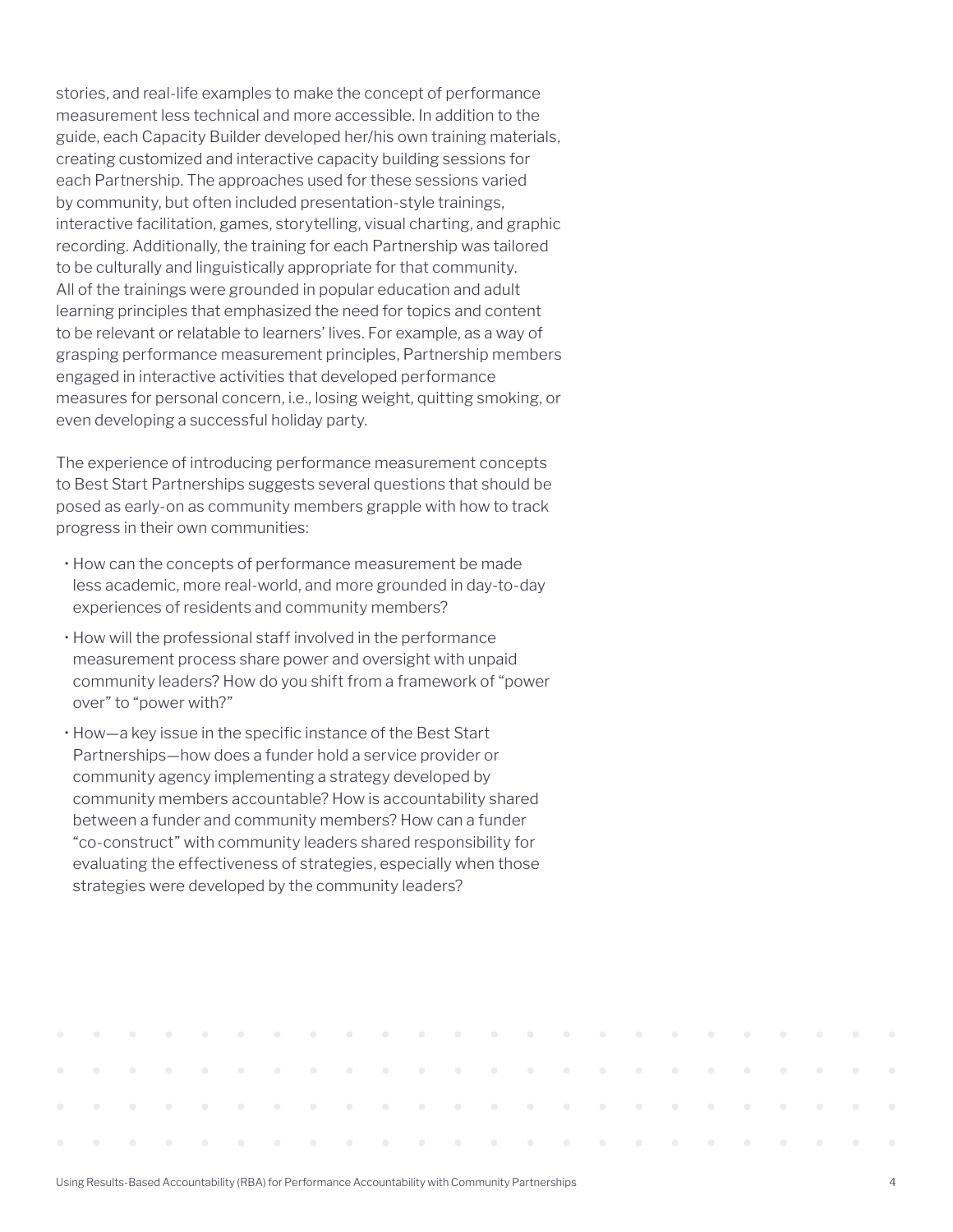stories, and real-life examples to make the concept of performance measurement less technical and more accessible. In addition to the guide, each Capacity Builder developed her/his own training materials, creating customized and interactive capacity building sessions for each Partnership. The approaches used for these sessions varied by community, but often included presentation-style trainings, interactive facilitation, games, storytelling, visual charting, and graphic recording. Additionally, the training for each Partnership was tailored to be culturally and linguistically appropriate for that community. All of the trainings were grounded in popular education and adult learning principles that emphasized the need for topics and content to be relevant or relatable to learners' lives. For example, as a way of grasping performance measurement principles, Partnership members engaged in interactive activities that developed performance measures for personal concern, i.e., losing weight, quitting smoking, or even developing a successful holiday party.

The experience of introducing performance measurement concepts to Best Start Partnerships suggests several questions that should be posed as early-on as community members grapple with how to track progress in their own communities:

- How can the concepts of performance measurement be made less academic, more real-world, and more grounded in day-to-day experiences of residents and community members?
- How will the professional staff involved in the performance measurement process share power and oversight with unpaid community leaders? How do you shift from a framework of "power over" to "power with?"
- How—a key issue in the specific instance of the Best Start Partnerships—how does a funder hold a service provider or community agency implementing a strategy developed by community members accountable? How is accountability shared between a funder and community members? How can a funder "co-construct" with community leaders shared responsibility for evaluating the effectiveness of strategies, especially when those strategies were developed by the community leaders?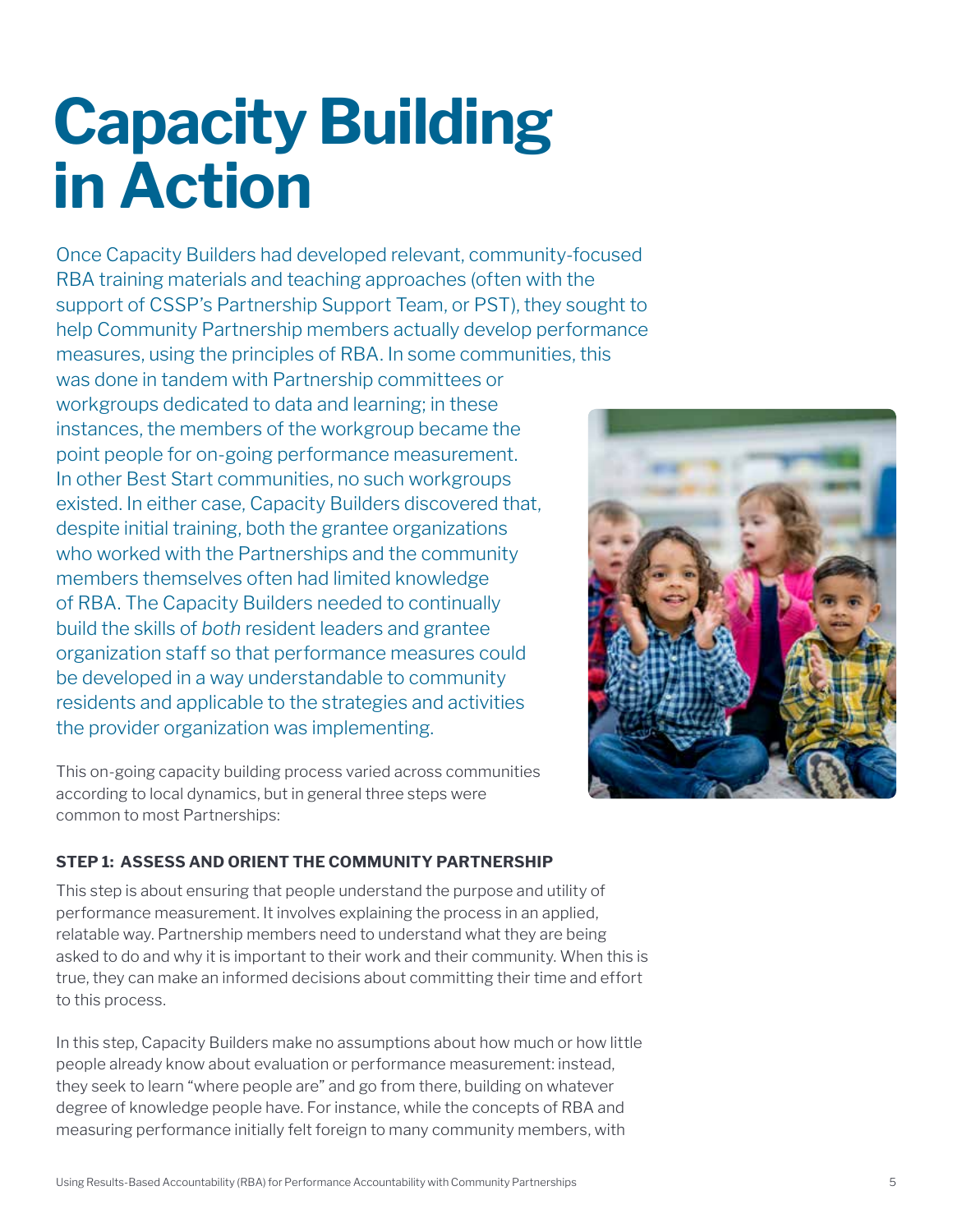# Capacity Building in Action

Once Capacity Builders had developed relevant, community-focused RBA training materials and teaching approaches (often with the support of CSSP's Partnership Support Team, or PST), they sought to help Community Partnership members actually develop performance measures, using the principles of RBA. In some communities, this was done in tandem with Partnership committees or workgroups dedicated to data and learning; in these instances, the members of the workgroup became the point people for on-going performance measurement. In other Best Start communities, no such workgroups existed. In either case, Capacity Builders discovered that, despite initial training, both the grantee organizations who worked with the Partnerships and the community members themselves often had limited knowledge of RBA. The Capacity Builders needed to continually build the skills of *both* resident leaders and grantee organization staff so that performance measures could be developed in a way understandable to community residents and applicable to the strategies and activities the provider organization was implementing.

This on-going capacity building process varied across communities according to local dynamics, but in general three steps were common to most Partnerships:

**STEP 1: ASSESS AND ORIENT THE COMMUNITY PARTNERSHIP**

This step is about ensuring that people understand the purpose and utility of performance measurement. It involves explaining the process in an applied, relatable way. Partnership members need to understand what they are being asked to do and why it is important to their work and their community. When this is true, they can make an informed decisions about committing their time and effort to this process.

In this step, Capacity Builders make no assumptions about how much or how little people already know about evaluation or performance measurement: instead, they seek to learn "where people are" and go from there, building on whatever degree of knowledge people have. For instance, while the concepts of RBA and measuring performance initially felt foreign to many community members, with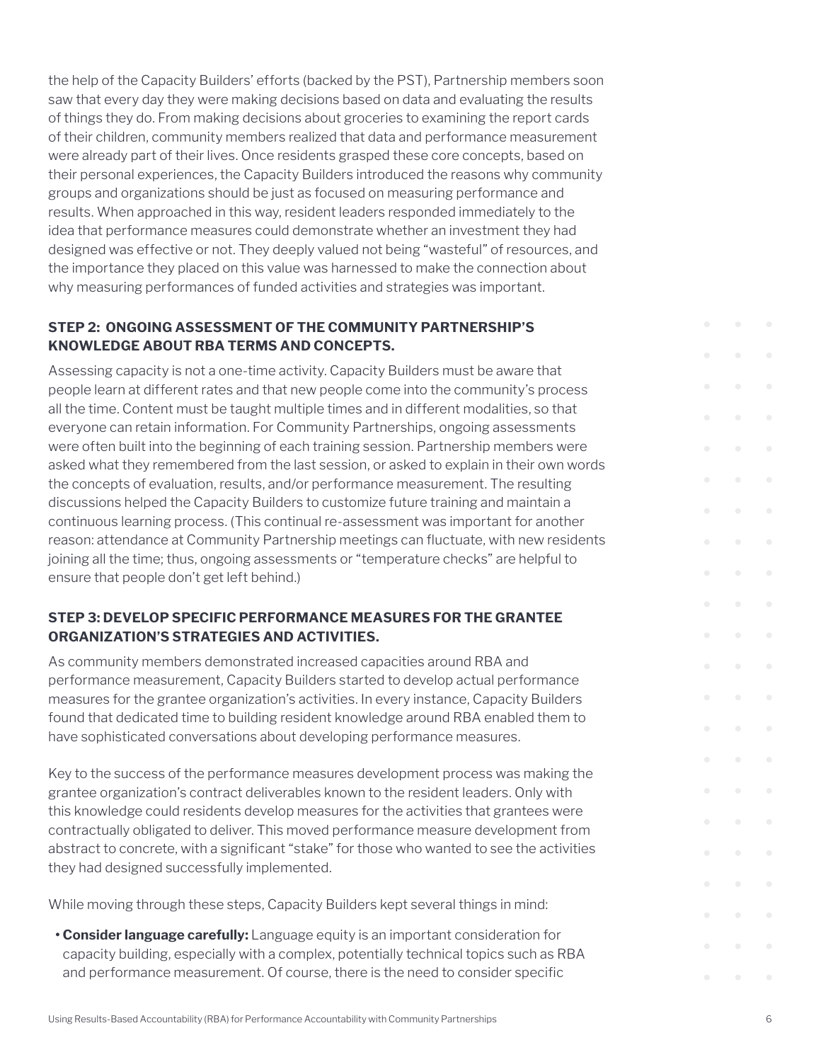the help of the Capacity Builders' efforts (backed by the PST), Partnership members soon saw that every day they were making decisions based on data and evaluating the results of things they do. From making decisions about groceries to examining the report cards of their children, community members realized that data and performance measurement were already part of their lives. Once residents grasped these core concepts, based on their personal experiences, the Capacity Builders introduced the reasons why community groups and organizations should be just as focused on measuring performance and results. When approached in this way, resident leaders responded immediately to the idea that performance measures could demonstrate whether an investment they had designed was effective or not. They deeply valued not being "wasteful" of resources, and the importance they placed on this value was harnessed to make the connection about why measuring performances of funded activities and strategies was important.

### STEP 2: ONGOING ASSESSMENT OF THE COMMUNITY PARTNERSHIP'S KNOWLEDGE ABOUT RBA TERMS AND CONCEPTS.

Assessing capacity is not a one-time activity. Capacity Builders must be aware that people learn at different rates and that new people come into the community's process all the time. Content must be taught multiple times and in different modalities, so that everyone can retain information. For Community Partnerships, ongoing assessments were often built into the beginning of each training session. Partnership members were asked what they remembered from the last session, or asked to explain in their own words the concepts of evaluation, results, and/or performance measurement. The resulting discussions helped the Capacity Builders to customize future training and maintain a continuous learning process. (This continual re-assessment was important for another reason: attendance at Community Partnership meetings can fluctuate, with new residents joining all the time; thus, ongoing assessments or "temperature checks" are helpful to ensure that people don't get left behind.)

### STEP 3: DEVELOP SPECIFIC PERFORMANCE MEASURES FOR THE GRANTEE ORGANIZATION'S STRATEGIES AND ACTIVITIES.

As community members demonstrated increased capacities around RBA and performance measurement, Capacity Builders started to develop actual performance measures for the grantee organization's activities. In every instance, Capacity Builders found that dedicated time to building resident knowledge around RBA enabled them to have sophisticated conversations about developing performance measures.

Key to the success of the performance measures development process was making the grantee organization's contract deliverables known to the resident leaders. Only with this knowledge could residents develop measures for the activities that grantees were contractually obligated to deliver. This moved performance measure development from abstract to concrete, with a significant "stake" for those who wanted to see the activities they had designed successfully implemented.

While moving through these steps, Capacity Builders kept several things in mind:

- **Consider language carefully:** Language equity is an important consideration for capacity building, especially with a complex, potentially technical topics such as RBA and performance measurement. Of course, there is the need to consider specific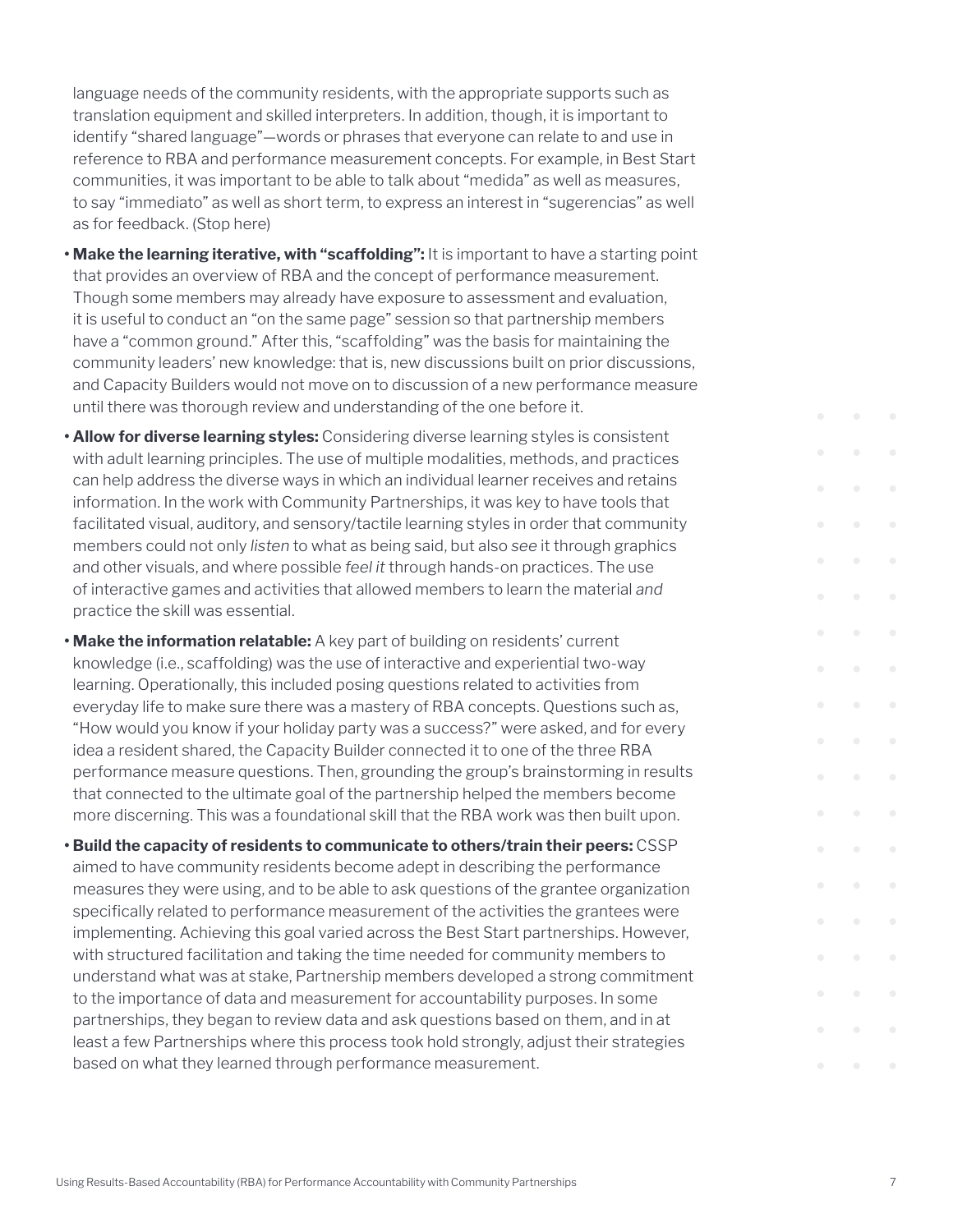language needs of the community residents, with the appropriate supports such as translation equipment and skilled interpreters. In addition, though, it is important to identify "shared language"—words or phrases that everyone can relate to and use in reference to RBA and performance measurement concepts. For example, in Best Start communities, it was important to be able to talk about "medida" as well as measures, to say "immediato" as well as short term, to express an interest in "sugerencias" as well as for feedback. (Stop here)

- **Make the learning iterative, with "scaffolding":** It is important to have a starting point that provides an overview of RBA and the concept of performance measurement. Though some members may already have exposure to assessment and evaluation, it is useful to conduct an "on the same page" session so that partnership members have a "common ground." After this, "scaffolding" was the basis for maintaining the community leaders' new knowledge: that is, new discussions built on prior discussions, and Capacity Builders would not move on to discussion of a new performance measure until there was thorough review and understanding of the one before it.
- **Allow for diverse learning styles:** Considering diverse learning styles is consistent with adult learning principles. The use of multiple modalities, methods, and practices can help address the diverse ways in which an individual learner receives and retains information. In the work with Community Partnerships, it was key to have tools that facilitated visual, auditory, and sensory/tactile learning styles in order that community members could not only *listen* to what as being said, but also *see* it through graphics and other visuals, and where possible *feel it* through hands-on practices. The use of interactive games and activities that allowed members to learn the material *and* practice the skill was essential.
- **Make the information relatable:** A key part of building on residents' current knowledge (i.e., scaffolding) was the use of interactive and experiential two-way learning. Operationally, this included posing questions related to activities from everyday life to make sure there was a mastery of RBA concepts. Questions such as, "How would you know if your holiday party was a success?" were asked, and for every idea a resident shared, the Capacity Builder connected it to one of the three RBA performance measure questions. Then, grounding the group's brainstorming in results that connected to the ultimate goal of the partnership helped the members become more discerning. This was a foundational skill that the RBA work was then built upon.
- **Build the capacity of residents to communicate to others/train their peers:** CSSP aimed to have community residents become adept in describing the performance measures they were using, and to be able to ask questions of the grantee organization specifically related to performance measurement of the activities the grantees were implementing. Achieving this goal varied across the Best Start partnerships. However, with structured facilitation and taking the time needed for community members to understand what was at stake, Partnership members developed a strong commitment to the importance of data and measurement for accountability purposes. In some partnerships, they began to review data and ask questions based on them, and in at least a few Partnerships where this process took hold strongly, adjust their strategies based on what they learned through performance measurement.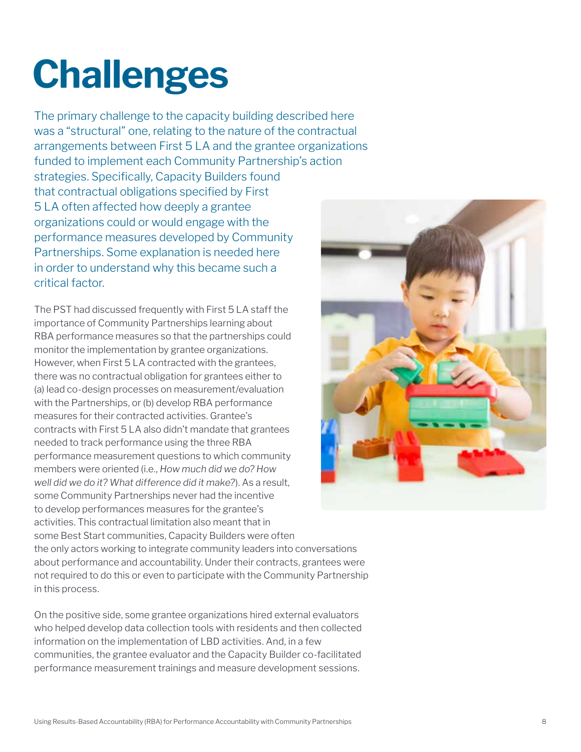# Challenges

The primary challenge to the capacity building described here was a "structural" one, relating to the nature of the contractual arrangements between First 5 LA and the grantee organizations funded to implement each Community Partnership's action strategies. Specifically, Capacity Builders found that contractual obligations specified by First 5 LA often affected how deeply a grantee organizations could or would engage with the performance measures developed by Community Partnerships. Some explanation is needed here in order to understand why this became such a critical factor.

The PST had discussed frequently with First 5 LA staff the importance of Community Partnerships learning about RBA performance measures so that the partnerships could monitor the implementation by grantee organizations. However, when First 5 LA contracted with the grantees, there was no contractual obligation for grantees either to (a) lead co-design processes on measurement/evaluation with the Partnerships, or (b) develop RBA performance measures for their contracted activities. Grantee's contracts with First 5 LA also didn't mandate that grantees needed to track performance using the three RBA performance measurement questions to which community members were oriented (i.e., *How much did we do? How well did we do it? What difference did it make?*). As a result, some Community Partnerships never had the incentive to develop performances measures for the grantee's activities. This contractual limitation also meant that in some Best Start communities, Capacity Builders were often the only actors working to integrate community leaders into conversations about performance and accountability. Under their contracts, grantees were not required to do this or even to participate with the Community Partnership in this process.

On the positive side, some grantee organizations hired external evaluators who helped develop data collection tools with residents and then collected information on the implementation of LBD activities. And, in a few communities, the grantee evaluator and the Capacity Builder co-facilitated performance measurement trainings and measure development sessions.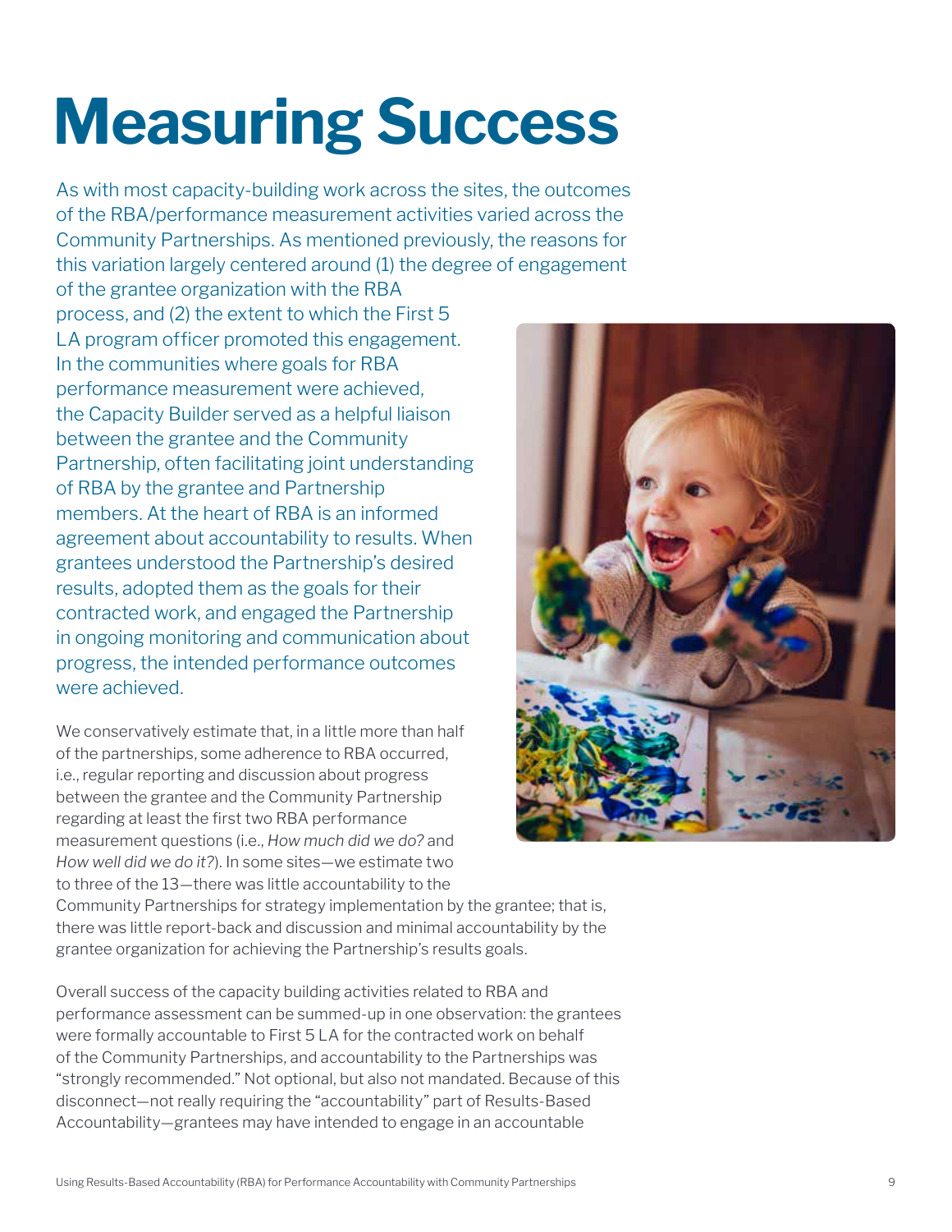# Measuring Success

As with most capacity-building work across the sites, the outcomes of the RBA/performance measurement activities varied across the Community Partnerships. As mentioned previously, the reasons for this variation largely centered around (1) the degree of engagement of the grantee organization with the RBA process, and (2) the extent to which the First 5 LA program officer promoted this engagement. In the communities where goals for RBA performance measurement were achieved, the Capacity Builder served as a helpful liaison between the grantee and the Community Partnership, often facilitating joint understanding of RBA by the grantee and Partnership members. At the heart of RBA is an informed agreement about accountability to results. When grantees understood the Partnership's desired results, adopted them as the goals for their contracted work, and engaged the Partnership in ongoing monitoring and communication about progress, the intended performance outcomes were achieved.

We conservatively estimate that, in a little more than half of the partnerships, some adherence to RBA occurred, i.e., regular reporting and discussion about progress between the grantee and the Community Partnership regarding at least the first two RBA performance measurement questions (i.e., *How much did we do?* and *How well did we do it?*). In some sites—we estimate two to three of the 13—there was little accountability to the Community Partnerships for strategy implementation by the grantee; that is, there was little report-back and discussion and minimal accountability by the grantee organization for achieving the Partnership's results goals.

Overall success of the capacity building activities related to RBA and performance assessment can be summed-up in one observation: the grantees were formally accountable to First 5 LA for the contracted work on behalf of the Community Partnerships, and accountability to the Partnerships was "strongly recommended." Not optional, but also not mandated. Because of this disconnect—not really requiring the "accountability" part of Results-Based Accountability—grantees may have intended to engage in an accountable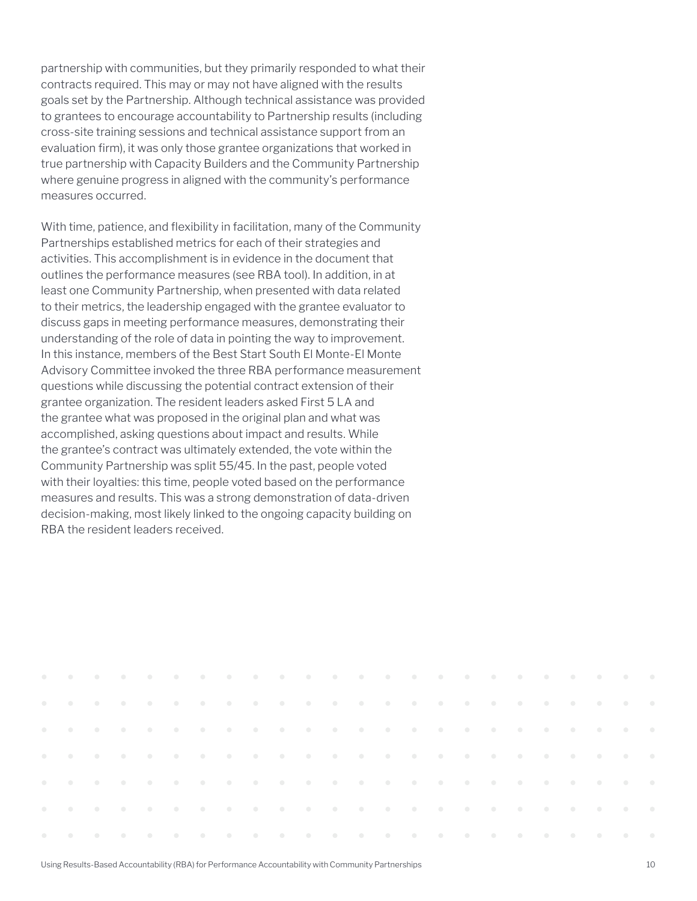partnership with communities, but they primarily responded to what their contracts required. This may or may not have aligned with the results goals set by the Partnership. Although technical assistance was provided to grantees to encourage accountability to Partnership results (including cross-site training sessions and technical assistance support from an evaluation firm), it was only those grantee organizations that worked in true partnership with Capacity Builders and the Community Partnership where genuine progress in aligned with the community's performance measures occurred.

With time, patience, and flexibility in facilitation, many of the Community Partnerships established metrics for each of their strategies and activities. This accomplishment is in evidence in the document that outlines the performance measures (see RBA tool). In addition, in at least one Community Partnership, when presented with data related to their metrics, the leadership engaged with the grantee evaluator to discuss gaps in meeting performance measures, demonstrating their understanding of the role of data in pointing the way to improvement. In this instance, members of the Best Start South El Monte-El Monte Advisory Committee invoked the three RBA performance measurement questions while discussing the potential contract extension of their grantee organization. The resident leaders asked First 5 LA and the grantee what was proposed in the original plan and what was accomplished, asking questions about impact and results. While the grantee's contract was ultimately extended, the vote within the Community Partnership was split 55/45. In the past, people voted with their loyalties: this time, people voted based on the performance measures and results. This was a strong demonstration of data-driven decision-making, most likely linked to the ongoing capacity building on RBA the resident leaders received.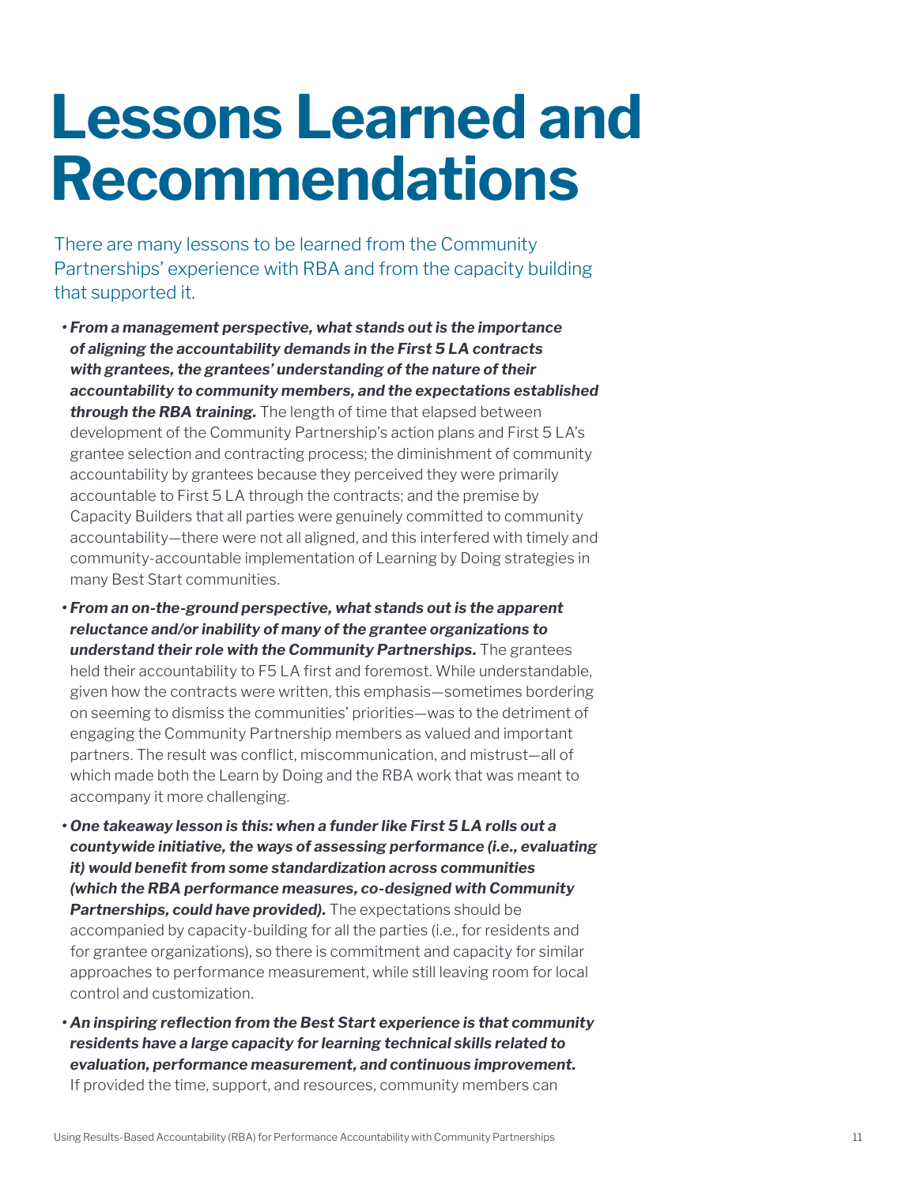# Lessons Learned and Recommendations

There are many lessons to be learned from the Community Partnerships' experience with RBA and from the capacity building that supported it.

- ***From a management perspective, what stands out is the importance of aligning the accountability demands in the First 5 LA contracts with grantees, the grantees' understanding of the nature of their accountability to community members, and the expectations established through the RBA training.*** The length of time that elapsed between development of the Community Partnership's action plans and First 5 LA's grantee selection and contracting process; the diminishment of community accountability by grantees because they perceived they were primarily accountable to First 5 LA through the contracts; and the premise by Capacity Builders that all parties were genuinely committed to community accountability—there were not all aligned, and this interfered with timely and community-accountable implementation of Learning by Doing strategies in many Best Start communities.
- ***From an on-the-ground perspective, what stands out is the apparent reluctance and/or inability of many of the grantee organizations to understand their role with the Community Partnerships.*** The grantees held their accountability to F5 LA first and foremost. While understandable, given how the contracts were written, this emphasis—sometimes bordering on seeming to dismiss the communities' priorities—was to the detriment of engaging the Community Partnership members as valued and important partners. The result was conflict, miscommunication, and mistrust—all of which made both the Learn by Doing and the RBA work that was meant to accompany it more challenging.
- ***One takeaway lesson is this: when a funder like First 5 LA rolls out a countywide initiative, the ways of assessing performance (i.e., evaluating it) would benefit from some standardization across communities (which the RBA performance measures, co-designed with Community Partnerships, could have provided).*** The expectations should be accompanied by capacity-building for all the parties (i.e., for residents and for grantee organizations), so there is commitment and capacity for similar approaches to performance measurement, while still leaving room for local control and customization.
- ***An inspiring reflection from the Best Start experience is that community residents have a large capacity for learning technical skills related to evaluation, performance measurement, and continuous improvement.*** If provided the time, support, and resources, community members can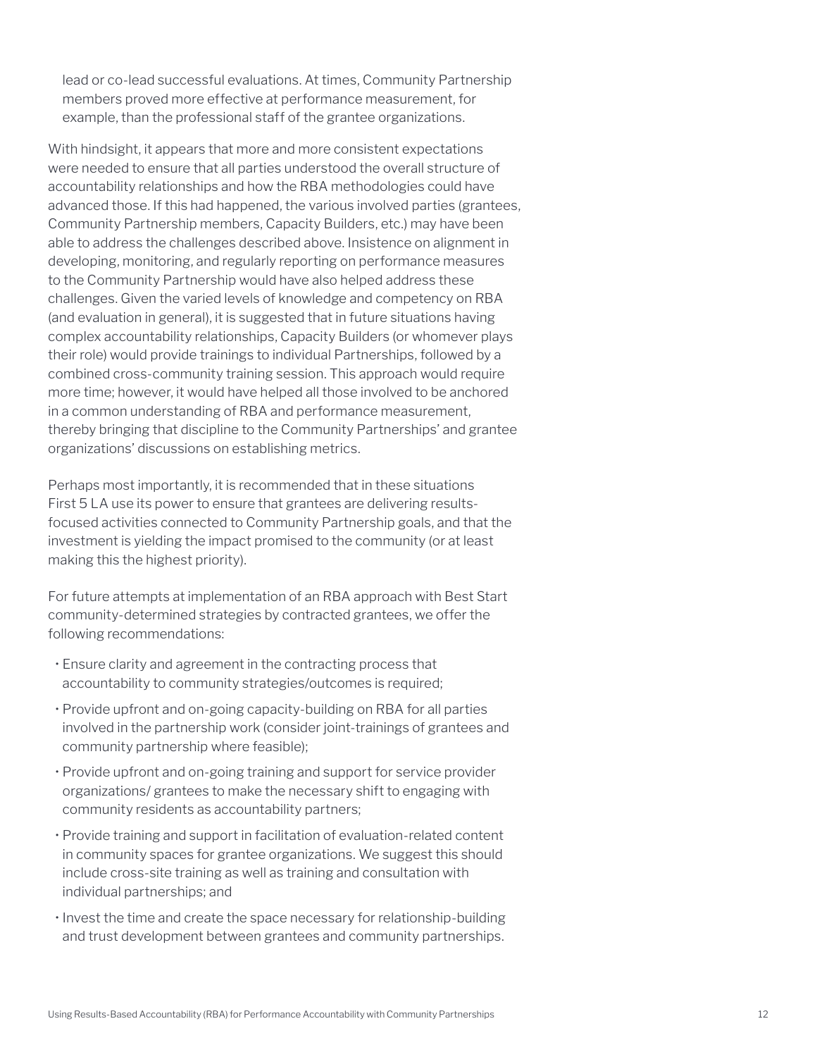lead or co-lead successful evaluations. At times, Community Partnership members proved more effective at performance measurement, for example, than the professional staff of the grantee organizations.

With hindsight, it appears that more and more consistent expectations were needed to ensure that all parties understood the overall structure of accountability relationships and how the RBA methodologies could have advanced those. If this had happened, the various involved parties (grantees, Community Partnership members, Capacity Builders, etc.) may have been able to address the challenges described above. Insistence on alignment in developing, monitoring, and regularly reporting on performance measures to the Community Partnership would have also helped address these challenges. Given the varied levels of knowledge and competency on RBA (and evaluation in general), it is suggested that in future situations having complex accountability relationships, Capacity Builders (or whomever plays their role) would provide trainings to individual Partnerships, followed by a combined cross-community training session. This approach would require more time; however, it would have helped all those involved to be anchored in a common understanding of RBA and performance measurement, thereby bringing that discipline to the Community Partnerships' and grantee organizations' discussions on establishing metrics.

Perhaps most importantly, it is recommended that in these situations First 5 LA use its power to ensure that grantees are delivering results-focused activities connected to Community Partnership goals, and that the investment is yielding the impact promised to the community (or at least making this the highest priority).

For future attempts at implementation of an RBA approach with Best Start community-determined strategies by contracted grantees, we offer the following recommendations:

- Ensure clarity and agreement in the contracting process that accountability to community strategies/outcomes is required;
- Provide upfront and on-going capacity-building on RBA for all parties involved in the partnership work (consider joint-trainings of grantees and community partnership where feasible);
- Provide upfront and on-going training and support for service provider organizations/ grantees to make the necessary shift to engaging with community residents as accountability partners;
- Provide training and support in facilitation of evaluation-related content in community spaces for grantee organizations. We suggest this should include cross-site training as well as training and consultation with individual partnerships; and
- Invest the time and create the space necessary for relationship-building and trust development between grantees and community partnerships.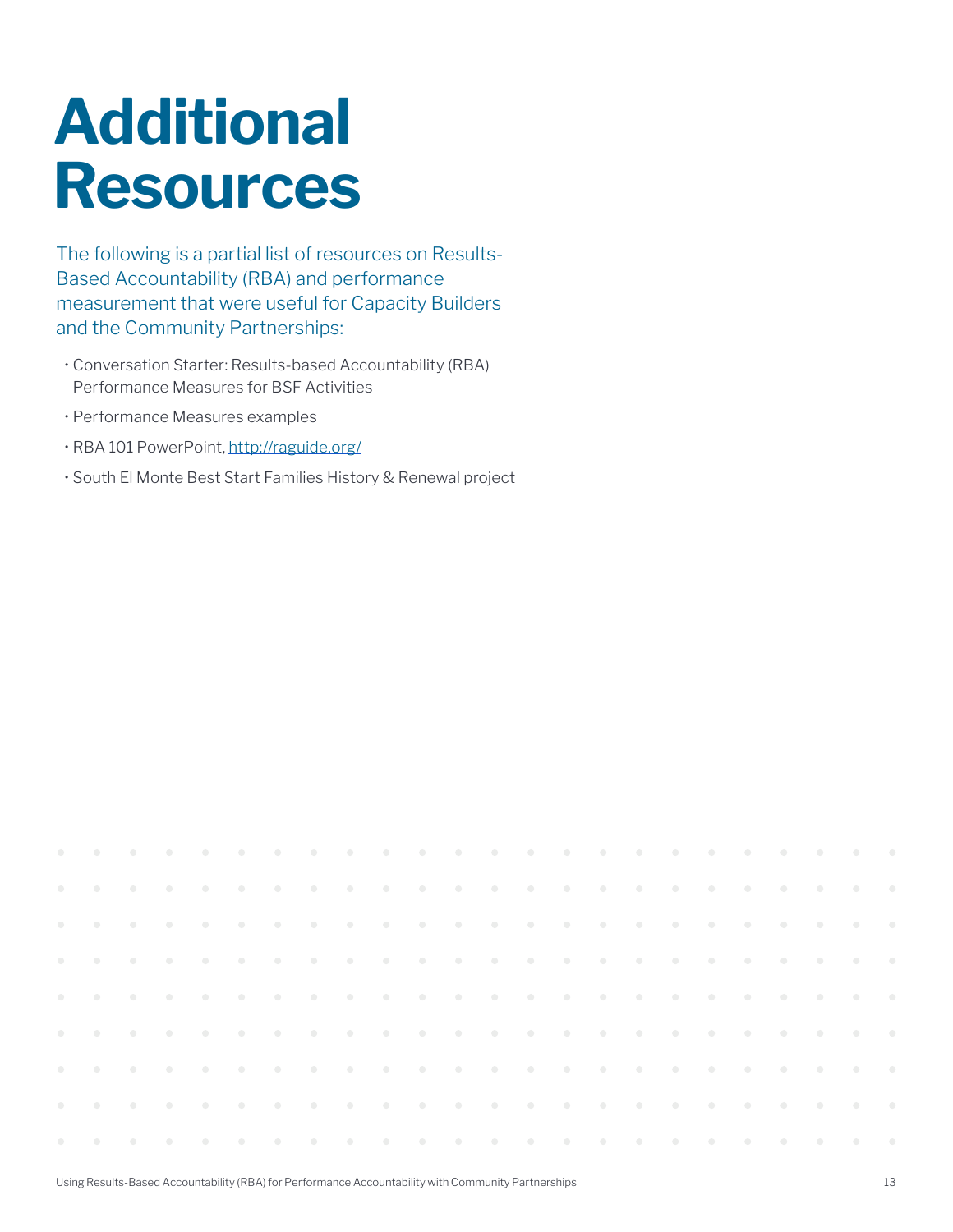# Additional Resources

The following is a partial list of resources on Results-Based Accountability (RBA) and performance measurement that were useful for Capacity Builders and the Community Partnerships:

- Conversation Starter: Results-based Accountability (RBA) Performance Measures for BSF Activities
- Performance Measures examples
- RBA 101 PowerPoint, http://raguide.org/
- South El Monte Best Start Families History & Renewal project